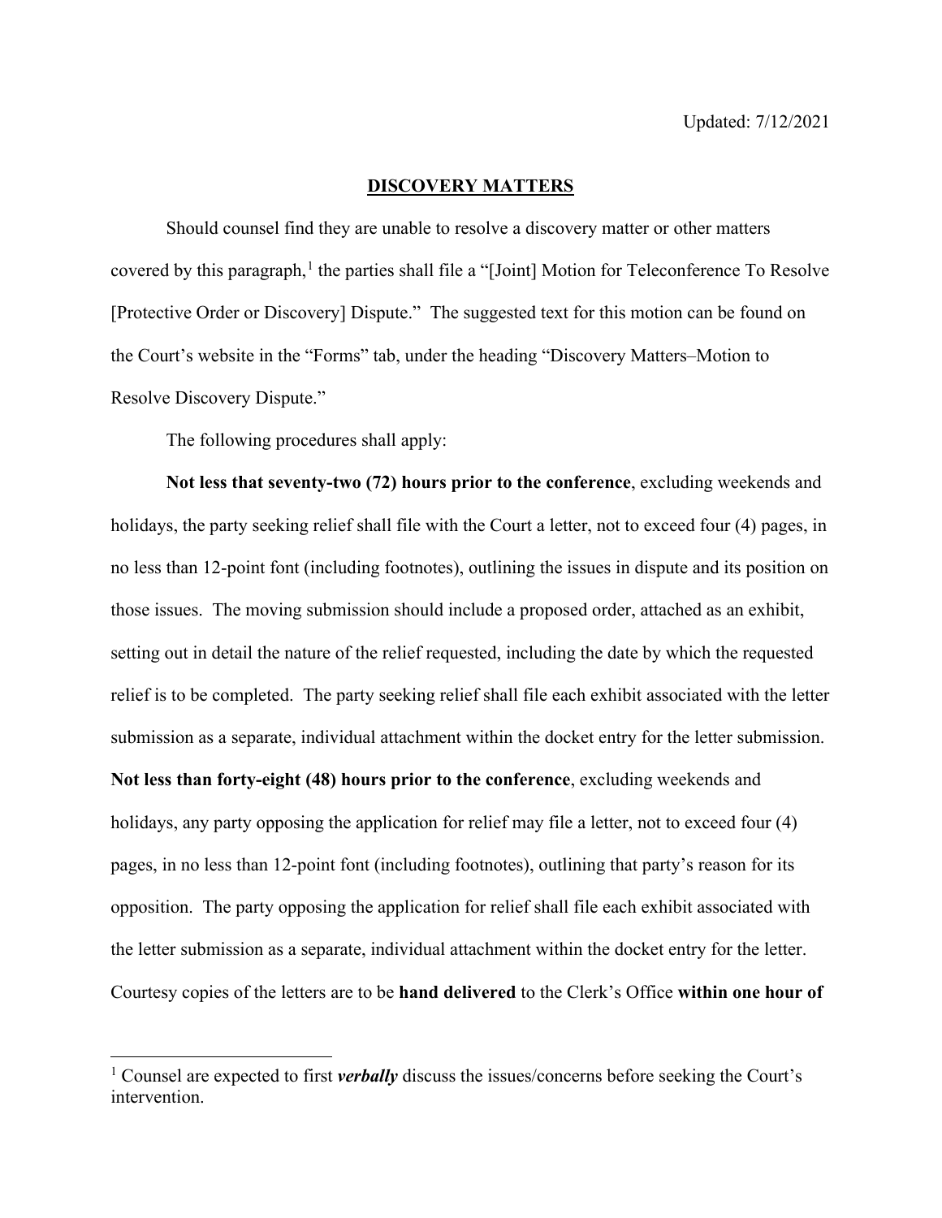Updated: 7/12/2021

# DISCOVERY MATTERS

Should counsel find they are unable to resolve a discovery matter or other matters covered by this paragraph,[1] the parties shall file a "[Joint] Motion for Teleconference To Resolve [Protective Order or Discovery] Dispute." The suggested text for this motion can be found on the Court's website in the "Forms" tab, under the heading "Discovery Matters–Motion to Resolve Discovery Dispute."

The following procedures shall apply:

**Not less that seventy-two (72) hours prior to the conference**, excluding weekends and holidays, the party seeking relief shall file with the Court a letter, not to exceed four (4) pages, in no less than 12-point font (including footnotes), outlining the issues in dispute and its position on those issues. The moving submission should include a proposed order, attached as an exhibit, setting out in detail the nature of the relief requested, including the date by which the requested relief is to be completed. The party seeking relief shall file each exhibit associated with the letter submission as a separate, individual attachment within the docket entry for the letter submission. **Not less than forty-eight (48) hours prior to the conference**, excluding weekends and holidays, any party opposing the application for relief may file a letter, not to exceed four (4) pages, in no less than 12-point font (including footnotes), outlining that party's reason for its opposition. The party opposing the application for relief shall file each exhibit associated with the letter submission as a separate, individual attachment within the docket entry for the letter. Courtesy copies of the letters are to be **hand delivered** to the Clerk's Office **within one hour of**

[1] Counsel are expected to first ***verbally*** discuss the issues/concerns before seeking the Court's intervention.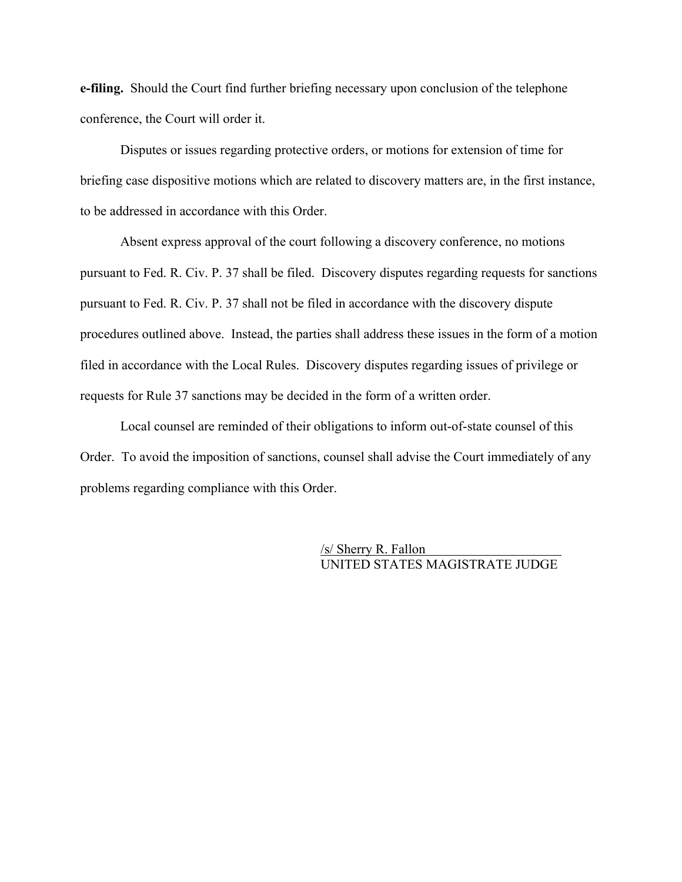**e-filing.** Should the Court find further briefing necessary upon conclusion of the telephone conference, the Court will order it.

Disputes or issues regarding protective orders, or motions for extension of time for briefing case dispositive motions which are related to discovery matters are, in the first instance, to be addressed in accordance with this Order.

Absent express approval of the court following a discovery conference, no motions pursuant to Fed. R. Civ. P. 37 shall be filed. Discovery disputes regarding requests for sanctions pursuant to Fed. R. Civ. P. 37 shall not be filed in accordance with the discovery dispute procedures outlined above. Instead, the parties shall address these issues in the form of a motion filed in accordance with the Local Rules. Discovery disputes regarding issues of privilege or requests for Rule 37 sanctions may be decided in the form of a written order.

Local counsel are reminded of their obligations to inform out-of-state counsel of this Order. To avoid the imposition of sanctions, counsel shall advise the Court immediately of any problems regarding compliance with this Order.

/s/ Sherry R. Fallon
UNITED STATES MAGISTRATE JUDGE